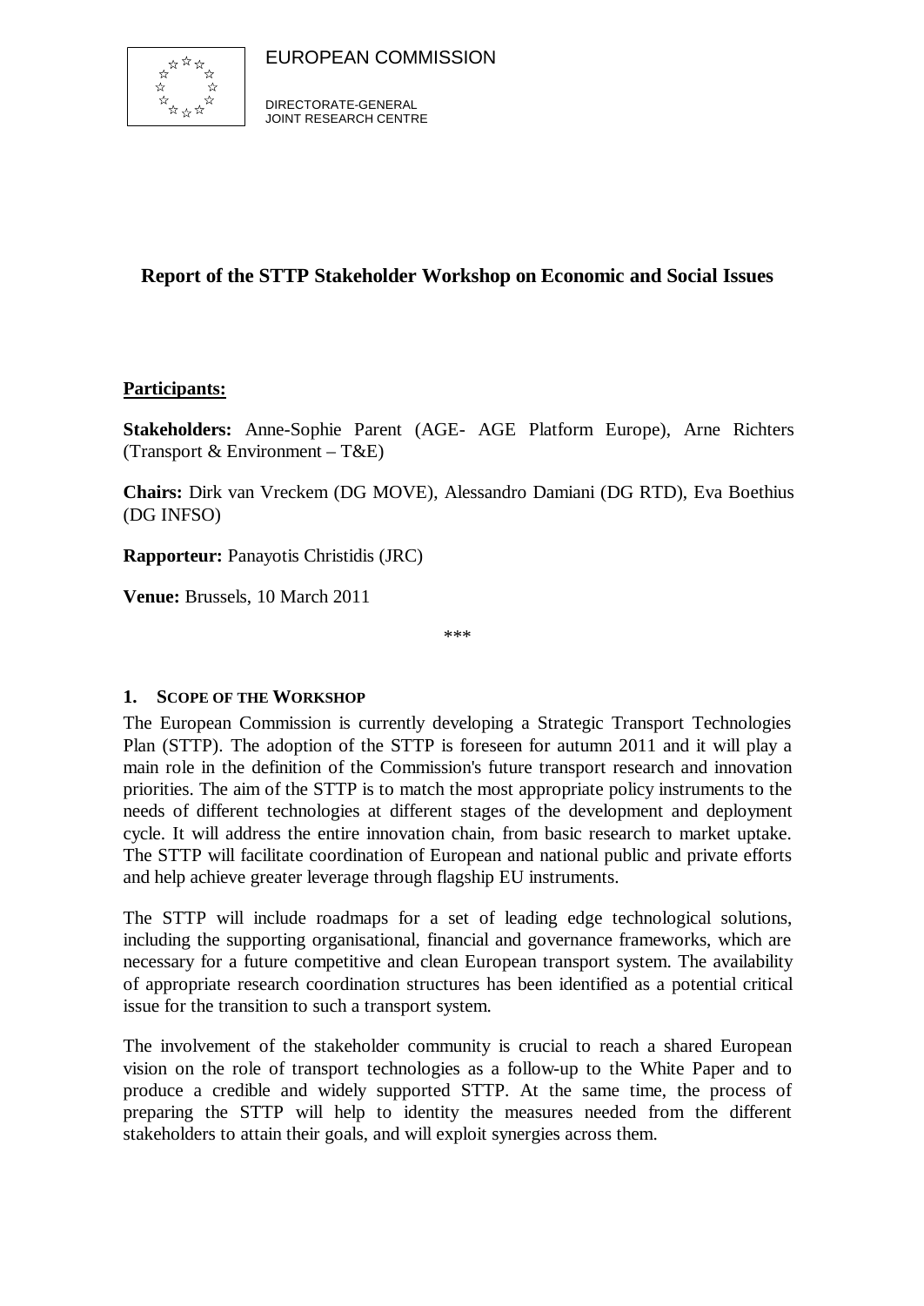EUROPEAN COMMISSION

DIRECTORATE-GENERAL
JOINT RESEARCH CENTRE

# Report of the STTP Stakeholder Workshop on Economic and Social Issues

**Participants:**

**Stakeholders:** Anne-Sophie Parent (AGE- AGE Platform Europe), Arne Richters (Transport & Environment – T&E)

**Chairs:** Dirk van Vreckem (DG MOVE), Alessandro Damiani (DG RTD), Eva Boethius (DG INFSO)

**Rapporteur:** Panayotis Christidis (JRC)

**Venue:** Brussels, 10 March 2011

\*\*\*

## 1. Scope of the Workshop

The European Commission is currently developing a Strategic Transport Technologies Plan (STTP). The adoption of the STTP is foreseen for autumn 2011 and it will play a main role in the definition of the Commission's future transport research and innovation priorities. The aim of the STTP is to match the most appropriate policy instruments to the needs of different technologies at different stages of the development and deployment cycle. It will address the entire innovation chain, from basic research to market uptake. The STTP will facilitate coordination of European and national public and private efforts and help achieve greater leverage through flagship EU instruments.

The STTP will include roadmaps for a set of leading edge technological solutions, including the supporting organisational, financial and governance frameworks, which are necessary for a future competitive and clean European transport system. The availability of appropriate research coordination structures has been identified as a potential critical issue for the transition to such a transport system.

The involvement of the stakeholder community is crucial to reach a shared European vision on the role of transport technologies as a follow-up to the White Paper and to produce a credible and widely supported STTP. At the same time, the process of preparing the STTP will help to identity the measures needed from the different stakeholders to attain their goals, and will exploit synergies across them.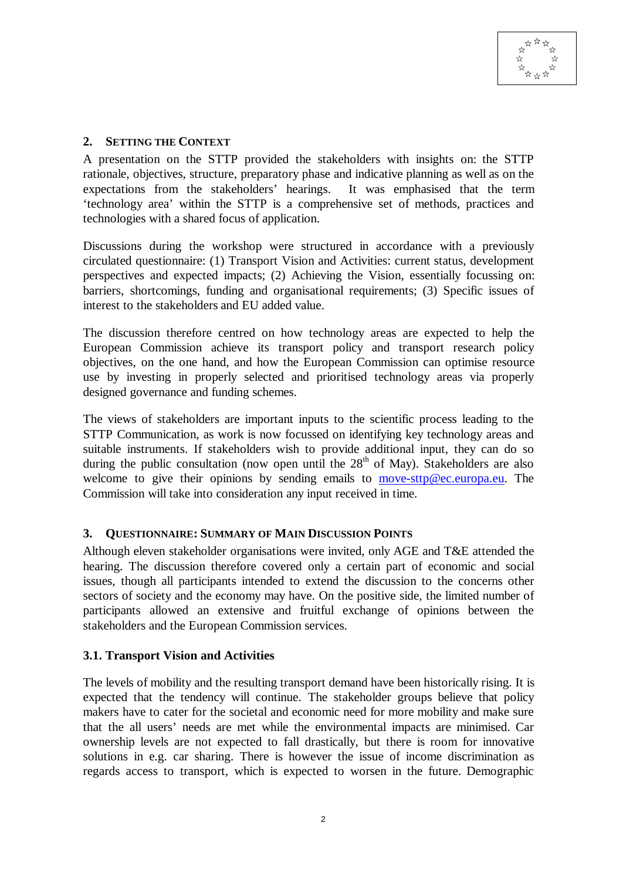## 2. Setting the Context

A presentation on the STTP provided the stakeholders with insights on: the STTP rationale, objectives, structure, preparatory phase and indicative planning as well as on the expectations from the stakeholders' hearings. It was emphasised that the term 'technology area' within the STTP is a comprehensive set of methods, practices and technologies with a shared focus of application.

Discussions during the workshop were structured in accordance with a previously circulated questionnaire: (1) Transport Vision and Activities: current status, development perspectives and expected impacts; (2) Achieving the Vision, essentially focussing on: barriers, shortcomings, funding and organisational requirements; (3) Specific issues of interest to the stakeholders and EU added value.

The discussion therefore centred on how technology areas are expected to help the European Commission achieve its transport policy and transport research policy objectives, on the one hand, and how the European Commission can optimise resource use by investing in properly selected and prioritised technology areas via properly designed governance and funding schemes.

The views of stakeholders are important inputs to the scientific process leading to the STTP Communication, as work is now focussed on identifying key technology areas and suitable instruments. If stakeholders wish to provide additional input, they can do so during the public consultation (now open until the 28th of May). Stakeholders are also welcome to give their opinions by sending emails to [move-sttp@ec.europa.eu](mailto:move-sttp@ec.europa.eu). The Commission will take into consideration any input received in time.

## 3. Questionnaire: Summary of Main Discussion Points

Although eleven stakeholder organisations were invited, only AGE and T&E attended the hearing. The discussion therefore covered only a certain part of economic and social issues, though all participants intended to extend the discussion to the concerns other sectors of society and the economy may have. On the positive side, the limited number of participants allowed an extensive and fruitful exchange of opinions between the stakeholders and the European Commission services.

### 3.1. Transport Vision and Activities

The levels of mobility and the resulting transport demand have been historically rising. It is expected that the tendency will continue. The stakeholder groups believe that policy makers have to cater for the societal and economic need for more mobility and make sure that the all users' needs are met while the environmental impacts are minimised. Car ownership levels are not expected to fall drastically, but there is room for innovative solutions in e.g. car sharing. There is however the issue of income discrimination as regards access to transport, which is expected to worsen in the future. Demographic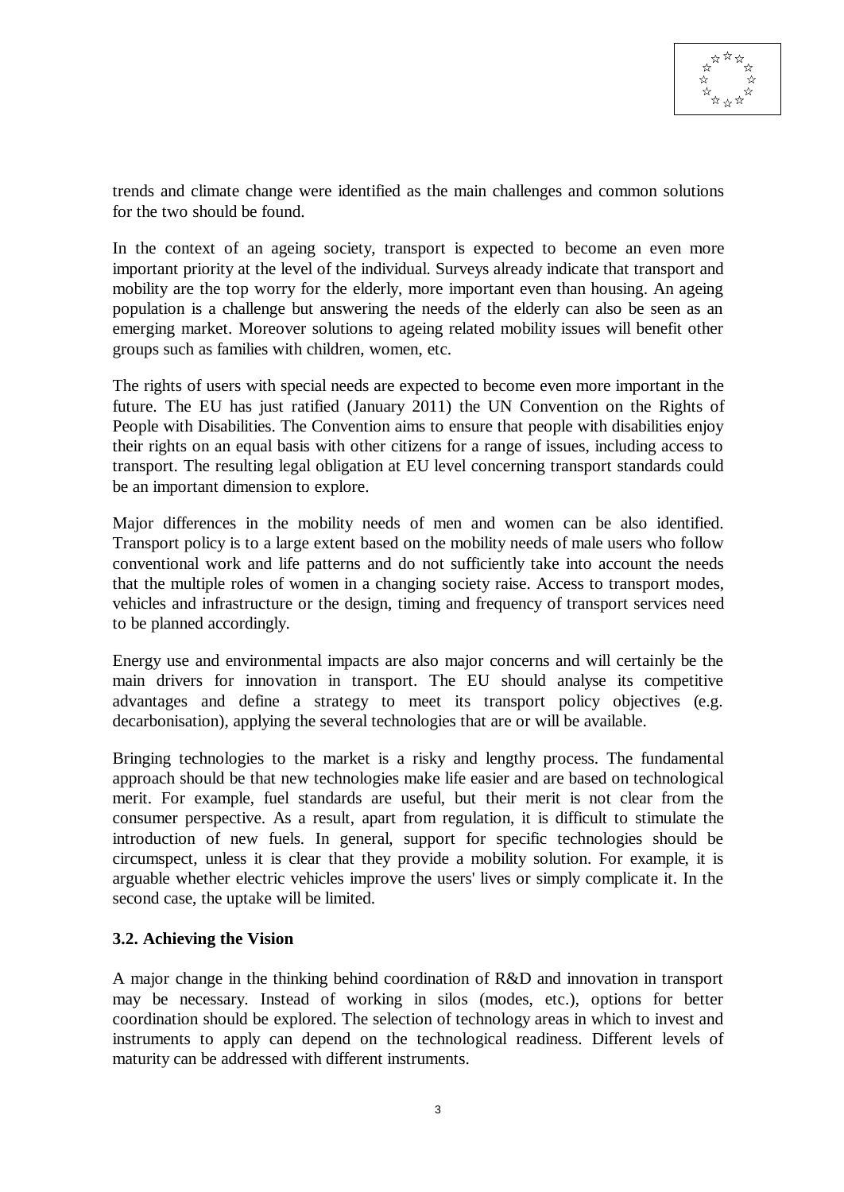trends and climate change were identified as the main challenges and common solutions for the two should be found.

In the context of an ageing society, transport is expected to become an even more important priority at the level of the individual. Surveys already indicate that transport and mobility are the top worry for the elderly, more important even than housing. An ageing population is a challenge but answering the needs of the elderly can also be seen as an emerging market. Moreover solutions to ageing related mobility issues will benefit other groups such as families with children, women, etc.

The rights of users with special needs are expected to become even more important in the future. The EU has just ratified (January 2011) the UN Convention on the Rights of People with Disabilities. The Convention aims to ensure that people with disabilities enjoy their rights on an equal basis with other citizens for a range of issues, including access to transport. The resulting legal obligation at EU level concerning transport standards could be an important dimension to explore.

Major differences in the mobility needs of men and women can be also identified. Transport policy is to a large extent based on the mobility needs of male users who follow conventional work and life patterns and do not sufficiently take into account the needs that the multiple roles of women in a changing society raise. Access to transport modes, vehicles and infrastructure or the design, timing and frequency of transport services need to be planned accordingly.

Energy use and environmental impacts are also major concerns and will certainly be the main drivers for innovation in transport. The EU should analyse its competitive advantages and define a strategy to meet its transport policy objectives (e.g. decarbonisation), applying the several technologies that are or will be available.

Bringing technologies to the market is a risky and lengthy process. The fundamental approach should be that new technologies make life easier and are based on technological merit. For example, fuel standards are useful, but their merit is not clear from the consumer perspective. As a result, apart from regulation, it is difficult to stimulate the introduction of new fuels. In general, support for specific technologies should be circumspect, unless it is clear that they provide a mobility solution. For example, it is arguable whether electric vehicles improve the users' lives or simply complicate it. In the second case, the uptake will be limited.

### 3.2. Achieving the Vision

A major change in the thinking behind coordination of R&D and innovation in transport may be necessary. Instead of working in silos (modes, etc.), options for better coordination should be explored. The selection of technology areas in which to invest and instruments to apply can depend on the technological readiness. Different levels of maturity can be addressed with different instruments.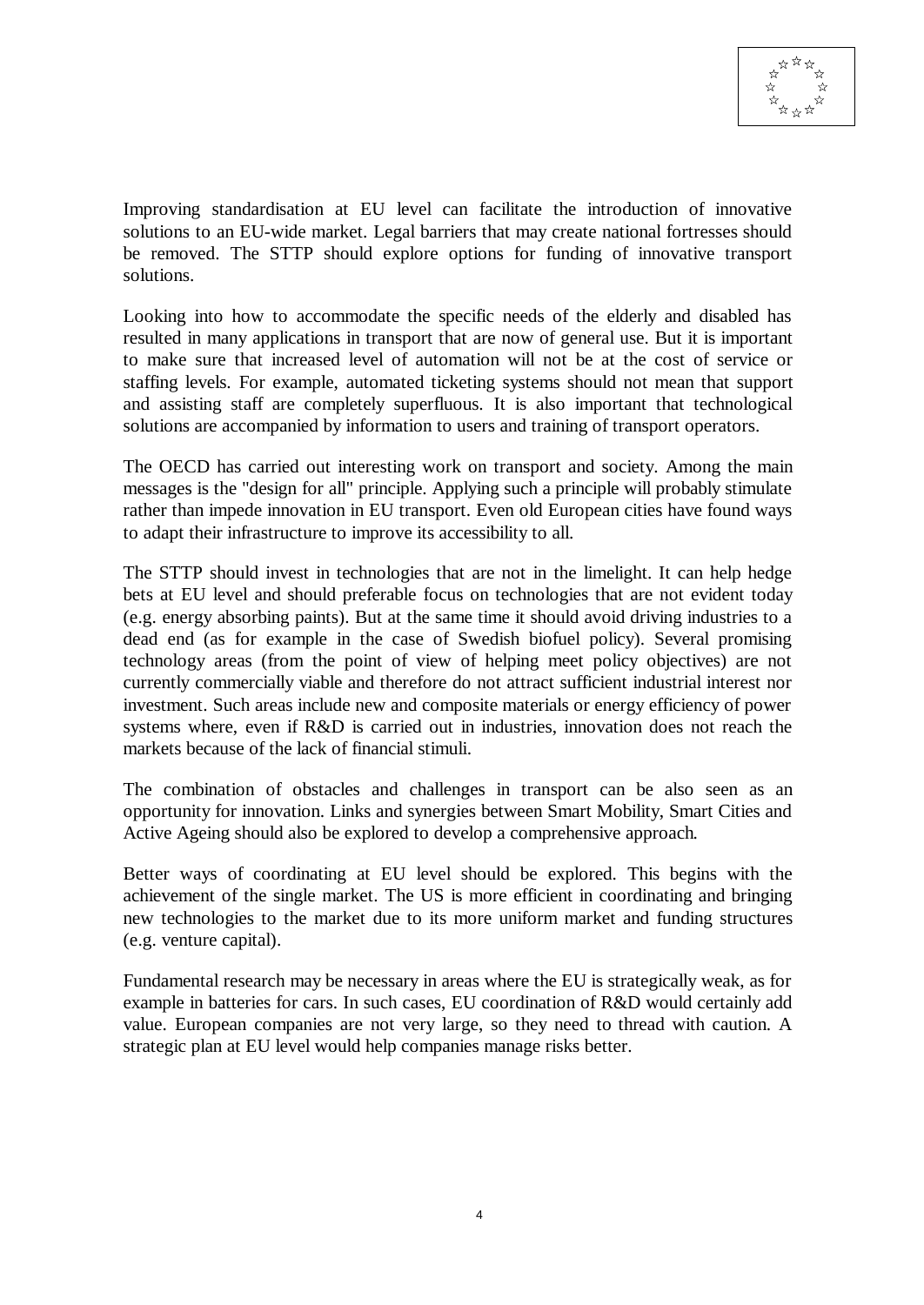Improving standardisation at EU level can facilitate the introduction of innovative solutions to an EU-wide market. Legal barriers that may create national fortresses should be removed. The STTP should explore options for funding of innovative transport solutions.

Looking into how to accommodate the specific needs of the elderly and disabled has resulted in many applications in transport that are now of general use. But it is important to make sure that increased level of automation will not be at the cost of service or staffing levels. For example, automated ticketing systems should not mean that support and assisting staff are completely superfluous. It is also important that technological solutions are accompanied by information to users and training of transport operators.

The OECD has carried out interesting work on transport and society. Among the main messages is the "design for all" principle. Applying such a principle will probably stimulate rather than impede innovation in EU transport. Even old European cities have found ways to adapt their infrastructure to improve its accessibility to all.

The STTP should invest in technologies that are not in the limelight. It can help hedge bets at EU level and should preferable focus on technologies that are not evident today (e.g. energy absorbing paints). But at the same time it should avoid driving industries to a dead end (as for example in the case of Swedish biofuel policy). Several promising technology areas (from the point of view of helping meet policy objectives) are not currently commercially viable and therefore do not attract sufficient industrial interest nor investment. Such areas include new and composite materials or energy efficiency of power systems where, even if R&D is carried out in industries, innovation does not reach the markets because of the lack of financial stimuli.

The combination of obstacles and challenges in transport can be also seen as an opportunity for innovation. Links and synergies between Smart Mobility, Smart Cities and Active Ageing should also be explored to develop a comprehensive approach.

Better ways of coordinating at EU level should be explored. This begins with the achievement of the single market. The US is more efficient in coordinating and bringing new technologies to the market due to its more uniform market and funding structures (e.g. venture capital).

Fundamental research may be necessary in areas where the EU is strategically weak, as for example in batteries for cars. In such cases, EU coordination of R&D would certainly add value. European companies are not very large, so they need to thread with caution. A strategic plan at EU level would help companies manage risks better.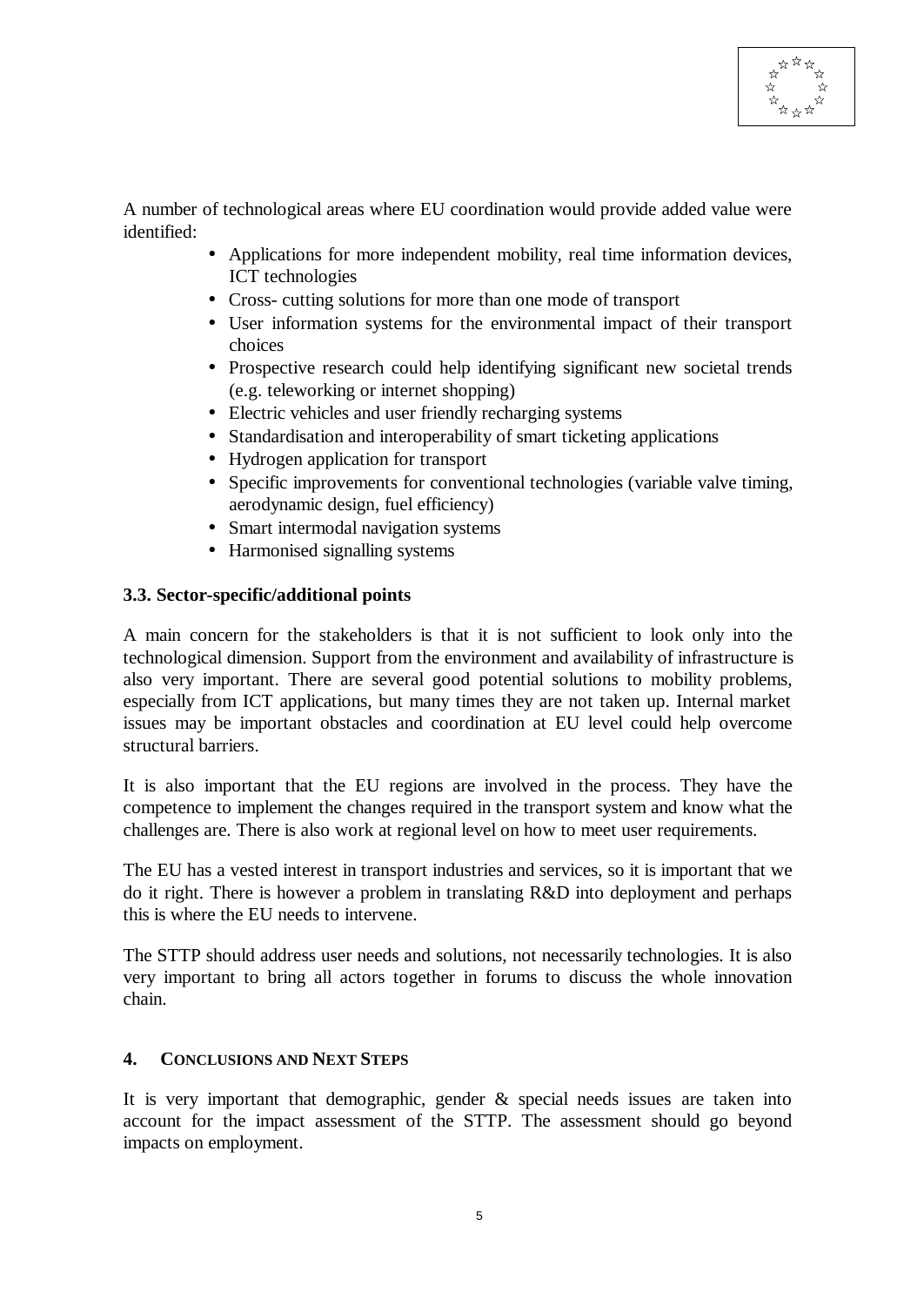A number of technological areas where EU coordination would provide added value were identified:

- Applications for more independent mobility, real time information devices, ICT technologies
- Cross- cutting solutions for more than one mode of transport
- User information systems for the environmental impact of their transport choices
- Prospective research could help identifying significant new societal trends (e.g. teleworking or internet shopping)
- Electric vehicles and user friendly recharging systems
- Standardisation and interoperability of smart ticketing applications
- Hydrogen application for transport
- Specific improvements for conventional technologies (variable valve timing, aerodynamic design, fuel efficiency)
- Smart intermodal navigation systems
- Harmonised signalling systems

### 3.3. Sector-specific/additional points

A main concern for the stakeholders is that it is not sufficient to look only into the technological dimension. Support from the environment and availability of infrastructure is also very important. There are several good potential solutions to mobility problems, especially from ICT applications, but many times they are not taken up. Internal market issues may be important obstacles and coordination at EU level could help overcome structural barriers.

It is also important that the EU regions are involved in the process. They have the competence to implement the changes required in the transport system and know what the challenges are. There is also work at regional level on how to meet user requirements.

The EU has a vested interest in transport industries and services, so it is important that we do it right. There is however a problem in translating R&D into deployment and perhaps this is where the EU needs to intervene.

The STTP should address user needs and solutions, not necessarily technologies. It is also very important to bring all actors together in forums to discuss the whole innovation chain.

## 4. Conclusions and Next Steps

It is very important that demographic, gender & special needs issues are taken into account for the impact assessment of the STTP. The assessment should go beyond impacts on employment.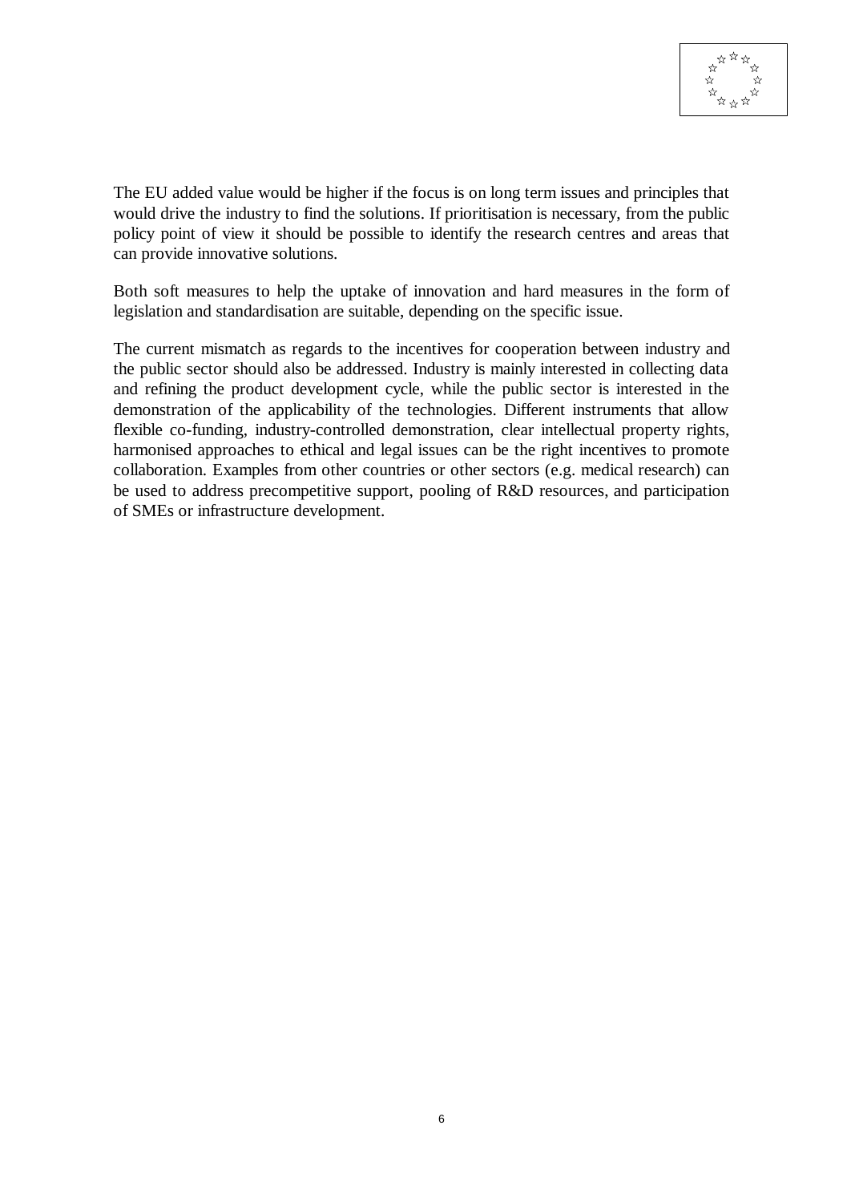The EU added value would be higher if the focus is on long term issues and principles that would drive the industry to find the solutions. If prioritisation is necessary, from the public policy point of view it should be possible to identify the research centres and areas that can provide innovative solutions.

Both soft measures to help the uptake of innovation and hard measures in the form of legislation and standardisation are suitable, depending on the specific issue.

The current mismatch as regards to the incentives for cooperation between industry and the public sector should also be addressed. Industry is mainly interested in collecting data and refining the product development cycle, while the public sector is interested in the demonstration of the applicability of the technologies. Different instruments that allow flexible co-funding, industry-controlled demonstration, clear intellectual property rights, harmonised approaches to ethical and legal issues can be the right incentives to promote collaboration. Examples from other countries or other sectors (e.g. medical research) can be used to address precompetitive support, pooling of R&D resources, and participation of SMEs or infrastructure development.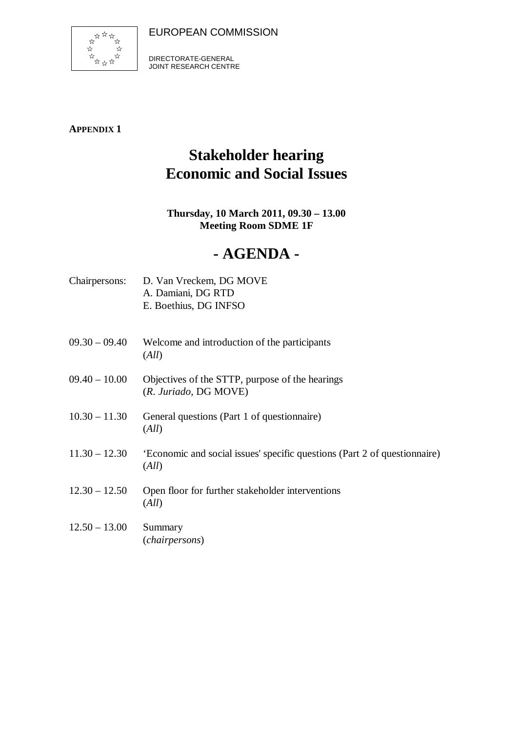EUROPEAN COMMISSION

DIRECTORATE-GENERAL
JOINT RESEARCH CENTRE

**APPENDIX 1**

# Stakeholder hearing
# Economic and Social Issues

**Thursday, 10 March 2011, 09.30 – 13.00**
**Meeting Room SDME 1F**

# - AGENDA -

Chairpersons: D. Van Vreckem, DG MOVE
A. Damiani, DG RTD
E. Boethius, DG INFSO

09.30 – 09.40 Welcome and introduction of the participants
(*All*)

09.40 – 10.00 Objectives of the STTP, purpose of the hearings
(*R. Juriado*, DG MOVE)

10.30 – 11.30 General questions (Part 1 of questionnaire)
(*All*)

11.30 – 12.30 'Economic and social issues' specific questions (Part 2 of questionnaire)
(*All*)

12.30 – 12.50 Open floor for further stakeholder interventions
(*All*)

12.50 – 13.00 Summary
(*chairpersons*)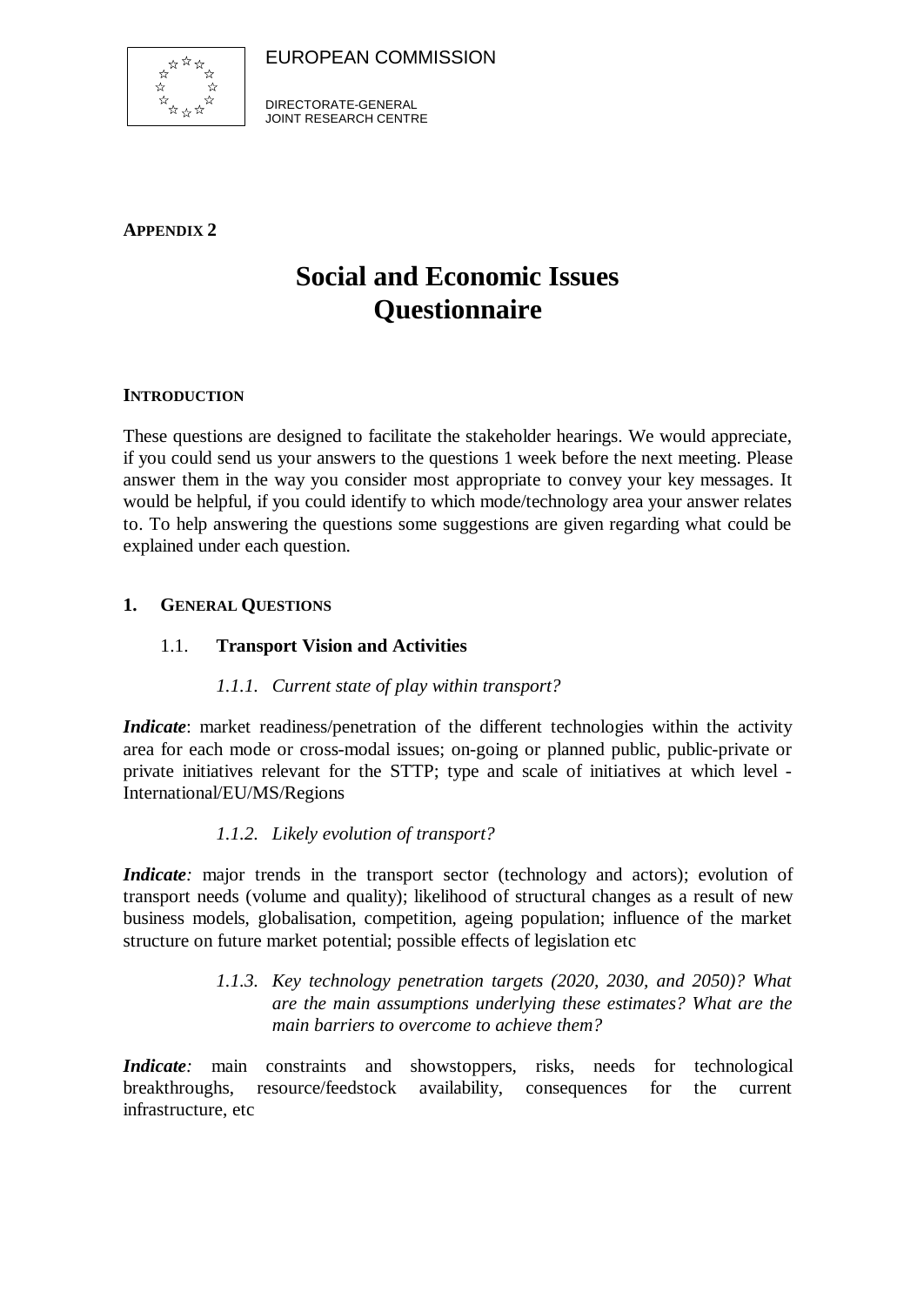EUROPEAN COMMISSION

DIRECTORATE-GENERAL
JOINT RESEARCH CENTRE

**APPENDIX 2**

# Social and Economic Issues Questionnaire

**INTRODUCTION**

These questions are designed to facilitate the stakeholder hearings. We would appreciate, if you could send us your answers to the questions 1 week before the next meeting. Please answer them in the way you consider most appropriate to convey your key messages. It would be helpful, if you could identify to which mode/technology area your answer relates to. To help answering the questions some suggestions are given regarding what could be explained under each question.

## 1. GENERAL QUESTIONS

### 1.1. Transport Vision and Activities

#### *1.1.1. Current state of play within transport?*

***Indicate***: market readiness/penetration of the different technologies within the activity area for each mode or cross-modal issues; on-going or planned public, public-private or private initiatives relevant for the STTP; type and scale of initiatives at which level - International/EU/MS/Regions

#### *1.1.2. Likely evolution of transport?*

***Indicate:*** major trends in the transport sector (technology and actors); evolution of transport needs (volume and quality); likelihood of structural changes as a result of new business models, globalisation, competition, ageing population; influence of the market structure on future market potential; possible effects of legislation etc

#### *1.1.3. Key technology penetration targets (2020, 2030, and 2050)? What are the main assumptions underlying these estimates? What are the main barriers to overcome to achieve them?*

***Indicate:*** main constraints and showstoppers, risks, needs for technological breakthroughs, resource/feedstock availability, consequences for the current infrastructure, etc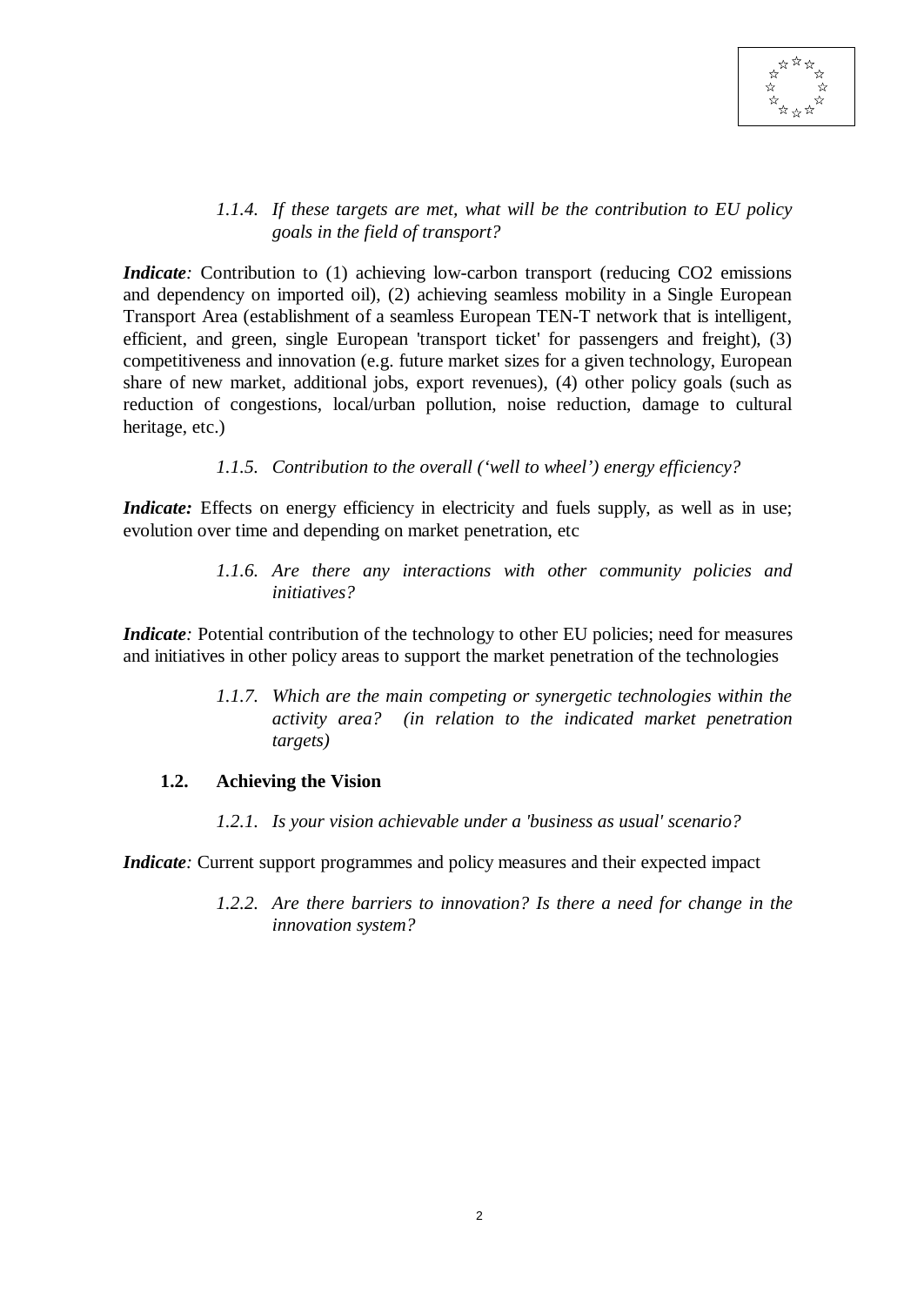*1.1.4. If these targets are met, what will be the contribution to EU policy goals in the field of transport?*

***Indicate:*** Contribution to (1) achieving low-carbon transport (reducing CO2 emissions and dependency on imported oil), (2) achieving seamless mobility in a Single European Transport Area (establishment of a seamless European TEN-T network that is intelligent, efficient, and green, single European 'transport ticket' for passengers and freight), (3) competitiveness and innovation (e.g. future market sizes for a given technology, European share of new market, additional jobs, export revenues), (4) other policy goals (such as reduction of congestions, local/urban pollution, noise reduction, damage to cultural heritage, etc.)

*1.1.5. Contribution to the overall ('well to wheel') energy efficiency?*

***Indicate:*** Effects on energy efficiency in electricity and fuels supply, as well as in use; evolution over time and depending on market penetration, etc

*1.1.6. Are there any interactions with other community policies and initiatives?*

***Indicate:*** Potential contribution of the technology to other EU policies; need for measures and initiatives in other policy areas to support the market penetration of the technologies

*1.1.7. Which are the main competing or synergetic technologies within the activity area? (in relation to the indicated market penetration targets)*

### 1.2. Achieving the Vision

*1.2.1. Is your vision achievable under a 'business as usual' scenario?*

***Indicate:*** Current support programmes and policy measures and their expected impact

*1.2.2. Are there barriers to innovation? Is there a need for change in the innovation system?*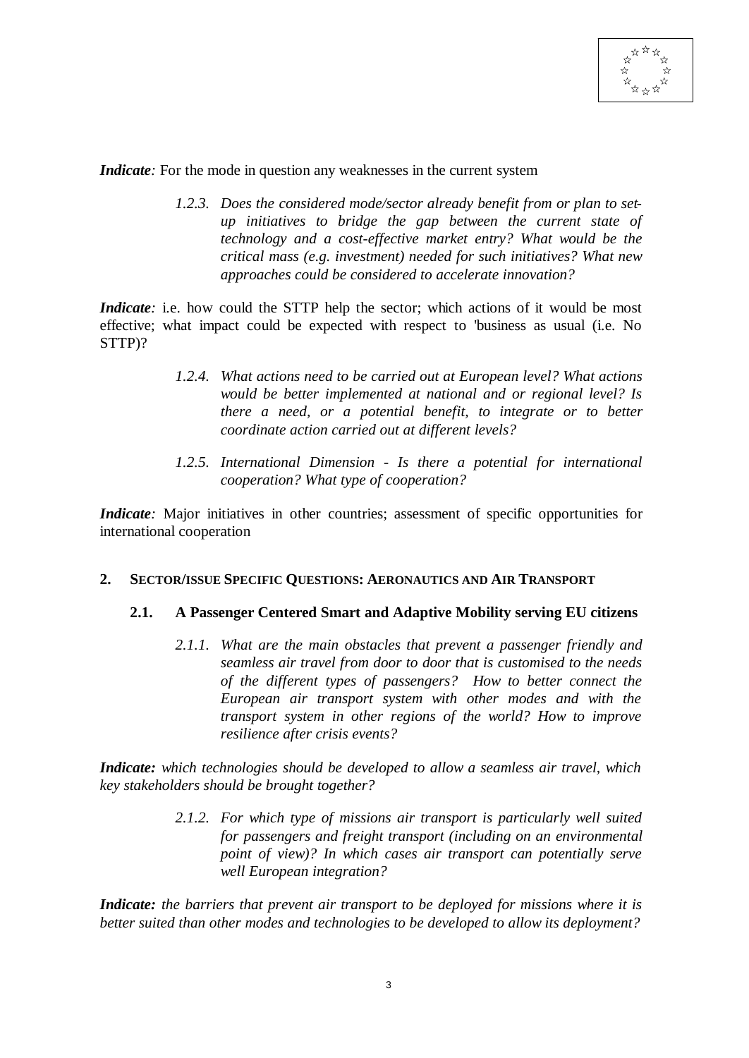*Indicate:* For the mode in question any weaknesses in the current system

> *1.2.3. Does the considered mode/sector already benefit from or plan to set-up initiatives to bridge the gap between the current state of technology and a cost-effective market entry? What would be the critical mass (e.g. investment) needed for such initiatives? What new approaches could be considered to accelerate innovation?*

*Indicate:* i.e. how could the STTP help the sector; which actions of it would be most effective; what impact could be expected with respect to 'business as usual (i.e. No STTP)?

> *1.2.4. What actions need to be carried out at European level? What actions would be better implemented at national and or regional level? Is there a need, or a potential benefit, to integrate or to better coordinate action carried out at different levels?*

> *1.2.5. International Dimension - Is there a potential for international cooperation? What type of cooperation?*

*Indicate:* Major initiatives in other countries; assessment of specific opportunities for international cooperation

## 2. Sector/Issue Specific Questions: Aeronautics and Air Transport

### 2.1. A Passenger Centered Smart and Adaptive Mobility serving EU citizens

> *2.1.1. What are the main obstacles that prevent a passenger friendly and seamless air travel from door to door that is customised to the needs of the different types of passengers? How to better connect the European air transport system with other modes and with the transport system in other regions of the world? How to improve resilience after crisis events?*

***Indicate:*** *which technologies should be developed to allow a seamless air travel, which key stakeholders should be brought together?*

> *2.1.2. For which type of missions air transport is particularly well suited for passengers and freight transport (including on an environmental point of view)? In which cases air transport can potentially serve well European integration?*

***Indicate:*** *the barriers that prevent air transport to be deployed for missions where it is better suited than other modes and technologies to be developed to allow its deployment?*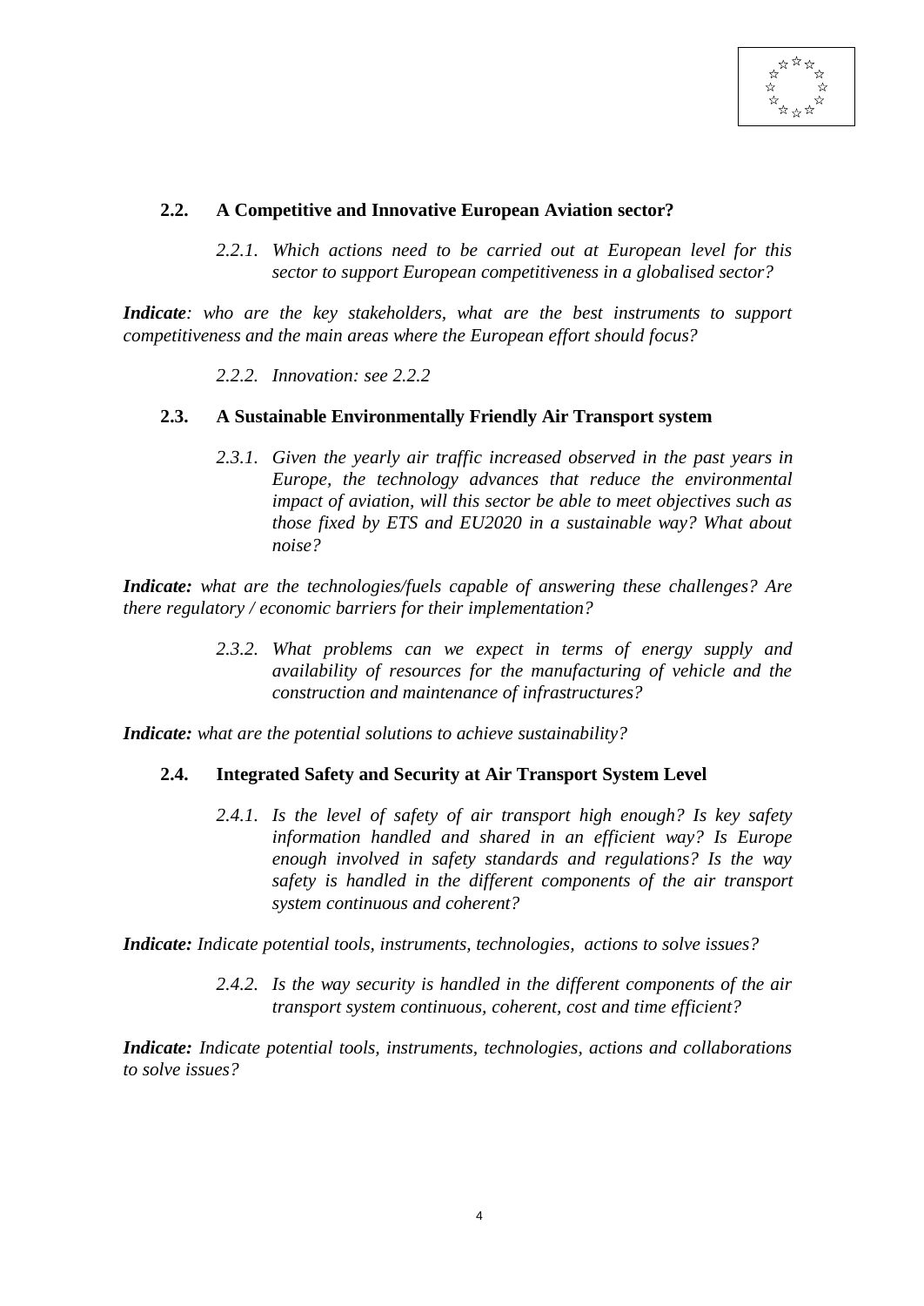## 2.2. A Competitive and Innovative European Aviation sector?

*2.2.1. Which actions need to be carried out at European level for this sector to support European competitiveness in a globalised sector?*

***Indicate****: who are the key stakeholders, what are the best instruments to support competitiveness and the main areas where the European effort should focus?*

*2.2.2. Innovation: see 2.2.2*

## 2.3. A Sustainable Environmentally Friendly Air Transport system

*2.3.1. Given the yearly air traffic increased observed in the past years in Europe, the technology advances that reduce the environmental impact of aviation, will this sector be able to meet objectives such as those fixed by ETS and EU2020 in a sustainable way? What about noise?*

***Indicate:*** *what are the technologies/fuels capable of answering these challenges? Are there regulatory / economic barriers for their implementation?*

*2.3.2. What problems can we expect in terms of energy supply and availability of resources for the manufacturing of vehicle and the construction and maintenance of infrastructures?*

***Indicate:*** *what are the potential solutions to achieve sustainability?*

## 2.4. Integrated Safety and Security at Air Transport System Level

*2.4.1. Is the level of safety of air transport high enough? Is key safety information handled and shared in an efficient way? Is Europe enough involved in safety standards and regulations? Is the way safety is handled in the different components of the air transport system continuous and coherent?*

***Indicate:*** *Indicate potential tools, instruments, technologies, actions to solve issues?*

*2.4.2. Is the way security is handled in the different components of the air transport system continuous, coherent, cost and time efficient?*

***Indicate:*** *Indicate potential tools, instruments, technologies, actions and collaborations to solve issues?*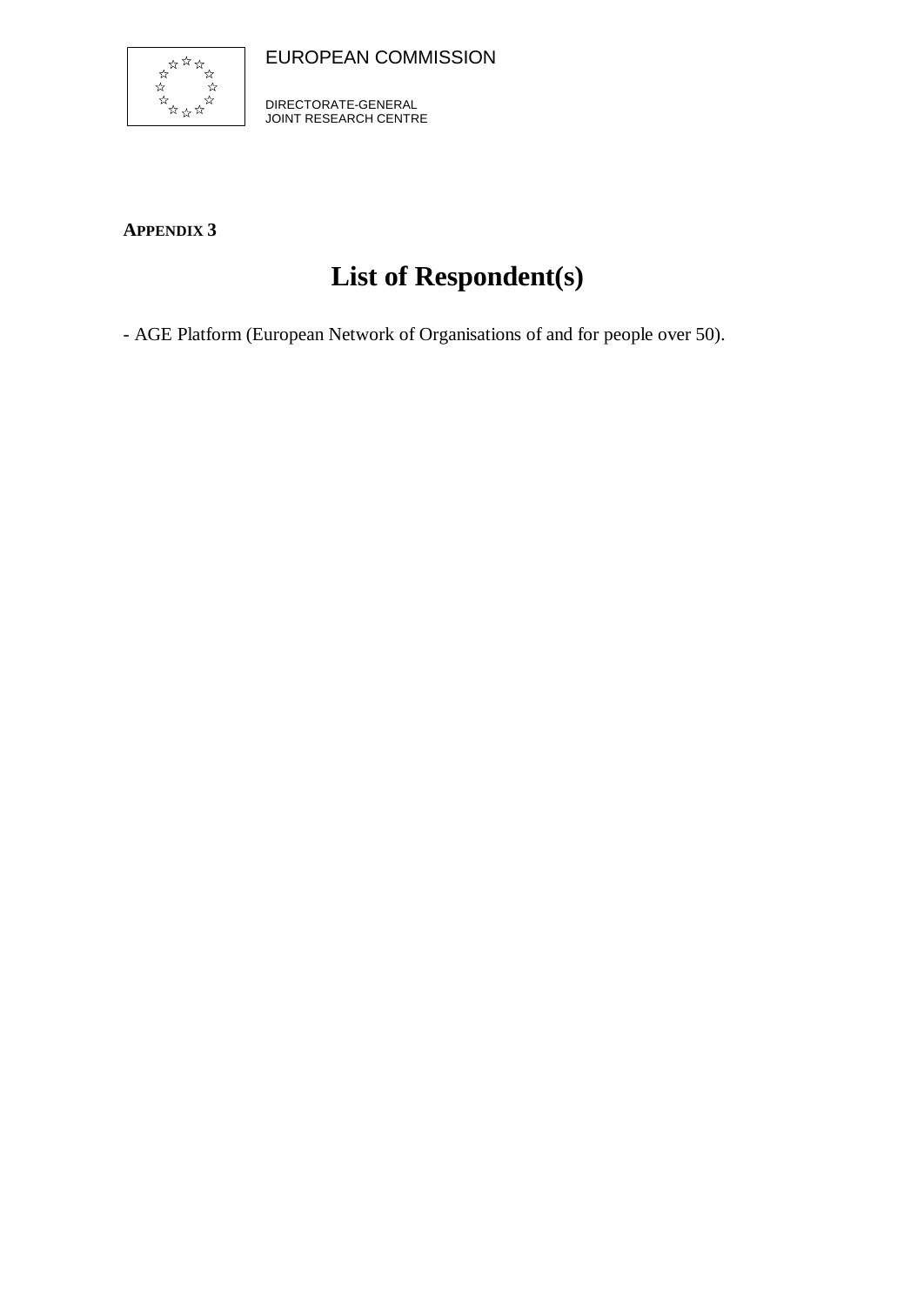EUROPEAN COMMISSION

DIRECTORATE-GENERAL
JOINT RESEARCH CENTRE

**APPENDIX 3**

# List of Respondent(s)

- AGE Platform (European Network of Organisations of and for people over 50).